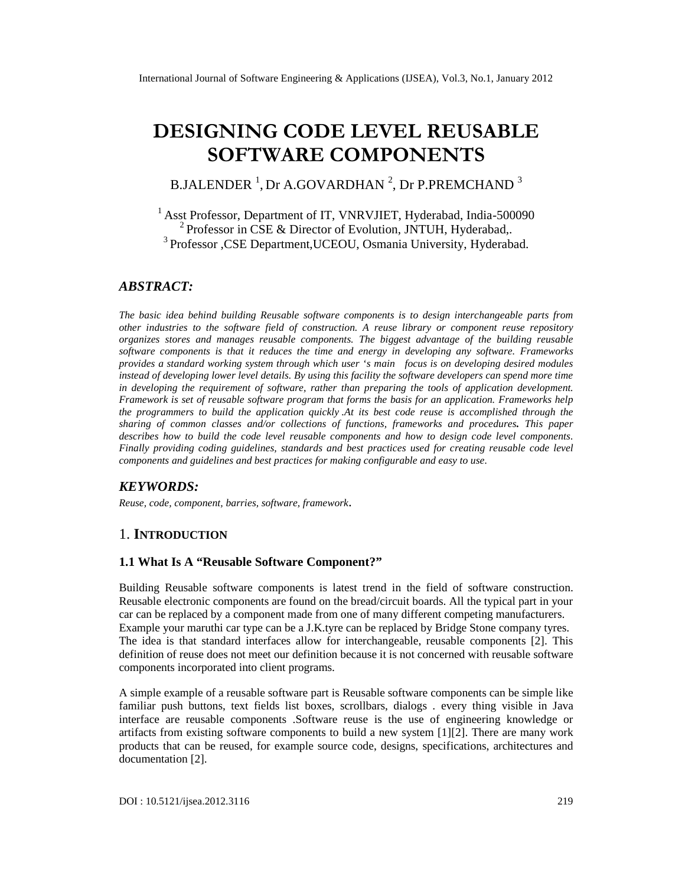# DESIGNING CODE LEVEL REUSABLE SOFTWARE COMPONENTS

B.JALENDER [1], Dr A.GOVARDHAN [2], Dr P.PREMCHAND [3]

[1] Asst Professor, Department of IT, VNRVJIET, Hyderabad, India-500090
[2] Professor in CSE & Director of Evolution, JNTUH, Hyderabad,.
[3] Professor ,CSE Department,UCEOU, Osmania University, Hyderabad.

## ABSTRACT:

*The basic idea behind building Reusable software components is to design interchangeable parts from other industries to the software field of construction. A reuse library or component reuse repository organizes stores and manages reusable components. The biggest advantage of the building reusable software components is that it reduces the time and energy in developing any software. Frameworks provides a standard working system through which user 's main focus is on developing desired modules instead of developing lower level details. By using this facility the software developers can spend more time in developing the requirement of software, rather than preparing the tools of application development. Framework is set of reusable software program that forms the basis for an application. Frameworks help the programmers to build the application quickly .At its best code reuse is accomplished through the sharing of common classes and/or collections of functions, frameworks and procedures.* ***This*** *paper describes how to build the code level reusable components and how to design code level components. Finally providing coding guidelines, standards and best practices used for creating reusable code level components and guidelines and best practices for making configurable and easy to use.*

## KEYWORDS:

*Reuse, code, component, barries, software, framework*.

## 1. INTRODUCTION

### 1.1 What Is A "Reusable Software Component?"

Building Reusable software components is latest trend in the field of software construction. Reusable electronic components are found on the bread/circuit boards. All the typical part in your car can be replaced by a component made from one of many different competing manufacturers. Example your maruthi car type can be a J.K.tyre can be replaced by Bridge Stone company tyres. The idea is that standard interfaces allow for interchangeable, reusable components [2]. This definition of reuse does not meet our definition because it is not concerned with reusable software components incorporated into client programs.

A simple example of a reusable software part is Reusable software components can be simple like familiar push buttons, text fields list boxes, scrollbars, dialogs . every thing visible in Java interface are reusable components .Software reuse is the use of engineering knowledge or artifacts from existing software components to build a new system [1][2]. There are many work products that can be reused, for example source code, designs, specifications, architectures and documentation [2].

DOI : 10.5121/ijsea.2012.3116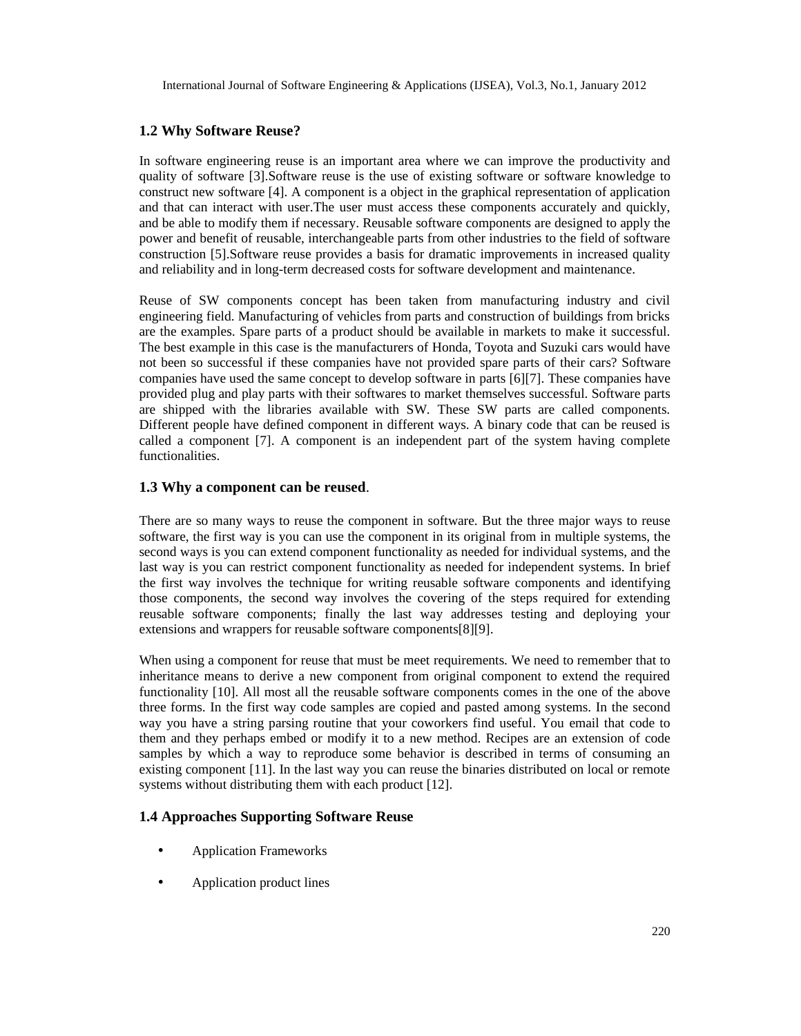## 1.2 Why Software Reuse?

In software engineering reuse is an important area where we can improve the productivity and quality of software [3].Software reuse is the use of existing software or software knowledge to construct new software [4]. A component is a object in the graphical representation of application and that can interact with user.The user must access these components accurately and quickly, and be able to modify them if necessary. Reusable software components are designed to apply the power and benefit of reusable, interchangeable parts from other industries to the field of software construction [5].Software reuse provides a basis for dramatic improvements in increased quality and reliability and in long-term decreased costs for software development and maintenance.

Reuse of SW components concept has been taken from manufacturing industry and civil engineering field. Manufacturing of vehicles from parts and construction of buildings from bricks are the examples. Spare parts of a product should be available in markets to make it successful. The best example in this case is the manufacturers of Honda, Toyota and Suzuki cars would have not been so successful if these companies have not provided spare parts of their cars? Software companies have used the same concept to develop software in parts [6][7]. These companies have provided plug and play parts with their softwares to market themselves successful. Software parts are shipped with the libraries available with SW. These SW parts are called components. Different people have defined component in different ways. A binary code that can be reused is called a component [7]. A component is an independent part of the system having complete functionalities.

## 1.3 Why a component can be reused.

There are so many ways to reuse the component in software. But the three major ways to reuse software, the first way is you can use the component in its original from in multiple systems, the second ways is you can extend component functionality as needed for individual systems, and the last way is you can restrict component functionality as needed for independent systems. In brief the first way involves the technique for writing reusable software components and identifying those components, the second way involves the covering of the steps required for extending reusable software components; finally the last way addresses testing and deploying your extensions and wrappers for reusable software components[8][9].

When using a component for reuse that must be meet requirements. We need to remember that to inheritance means to derive a new component from original component to extend the required functionality [10]. All most all the reusable software components comes in the one of the above three forms. In the first way code samples are copied and pasted among systems. In the second way you have a string parsing routine that your coworkers find useful. You email that code to them and they perhaps embed or modify it to a new method. Recipes are an extension of code samples by which a way to reproduce some behavior is described in terms of consuming an existing component [11]. In the last way you can reuse the binaries distributed on local or remote systems without distributing them with each product [12].

## 1.4 Approaches Supporting Software Reuse

- Application Frameworks
- Application product lines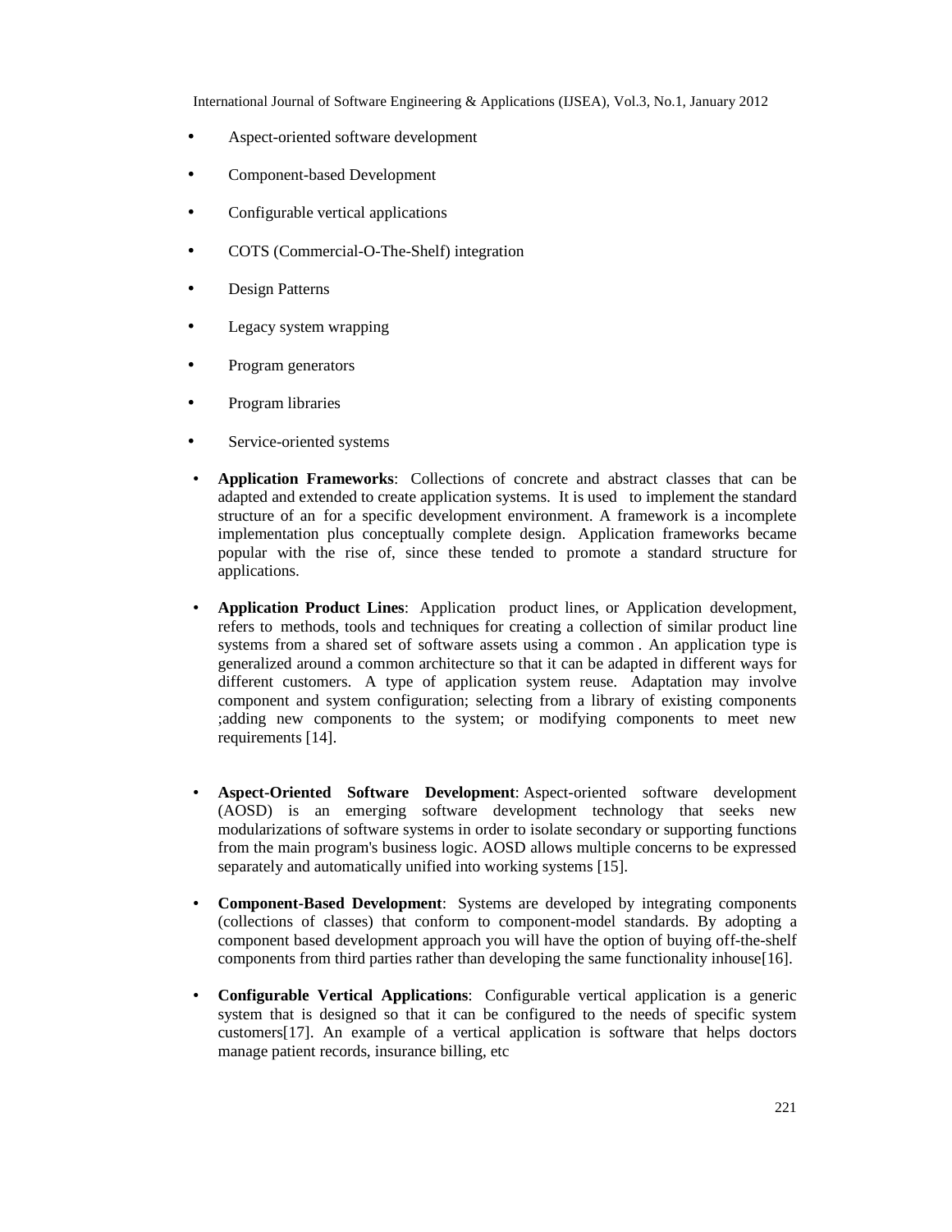- Aspect-oriented software development
- Component-based Development
- Configurable vertical applications
- COTS (Commercial-O-The-Shelf) integration
- Design Patterns
- Legacy system wrapping
- Program generators
- Program libraries
- Service-oriented systems

- **Application Frameworks**: Collections of concrete and abstract classes that can be adapted and extended to create application systems. It is used to implement the standard structure of an for a specific development environment. A framework is a incomplete implementation plus conceptually complete design. Application frameworks became popular with the rise of, since these tended to promote a standard structure for applications.

- **Application Product Lines**: Application product lines, or Application development, refers to methods, tools and techniques for creating a collection of similar product line systems from a shared set of software assets using a common . An application type is generalized around a common architecture so that it can be adapted in different ways for different customers. A type of application system reuse. Adaptation may involve component and system configuration; selecting from a library of existing components ;adding new components to the system; or modifying components to meet new requirements [14].

- **Aspect-Oriented Software Development**: Aspect-oriented software development (AOSD) is an emerging software development technology that seeks new modularizations of software systems in order to isolate secondary or supporting functions from the main program's business logic. AOSD allows multiple concerns to be expressed separately and automatically unified into working systems [15].

- **Component-Based Development**: Systems are developed by integrating components (collections of classes) that conform to component-model standards. By adopting a component based development approach you will have the option of buying off-the-shelf components from third parties rather than developing the same functionality inhouse[16].

- **Configurable Vertical Applications**: Configurable vertical application is a generic system that is designed so that it can be configured to the needs of specific system customers[17]. An example of a vertical application is software that helps doctors manage patient records, insurance billing, etc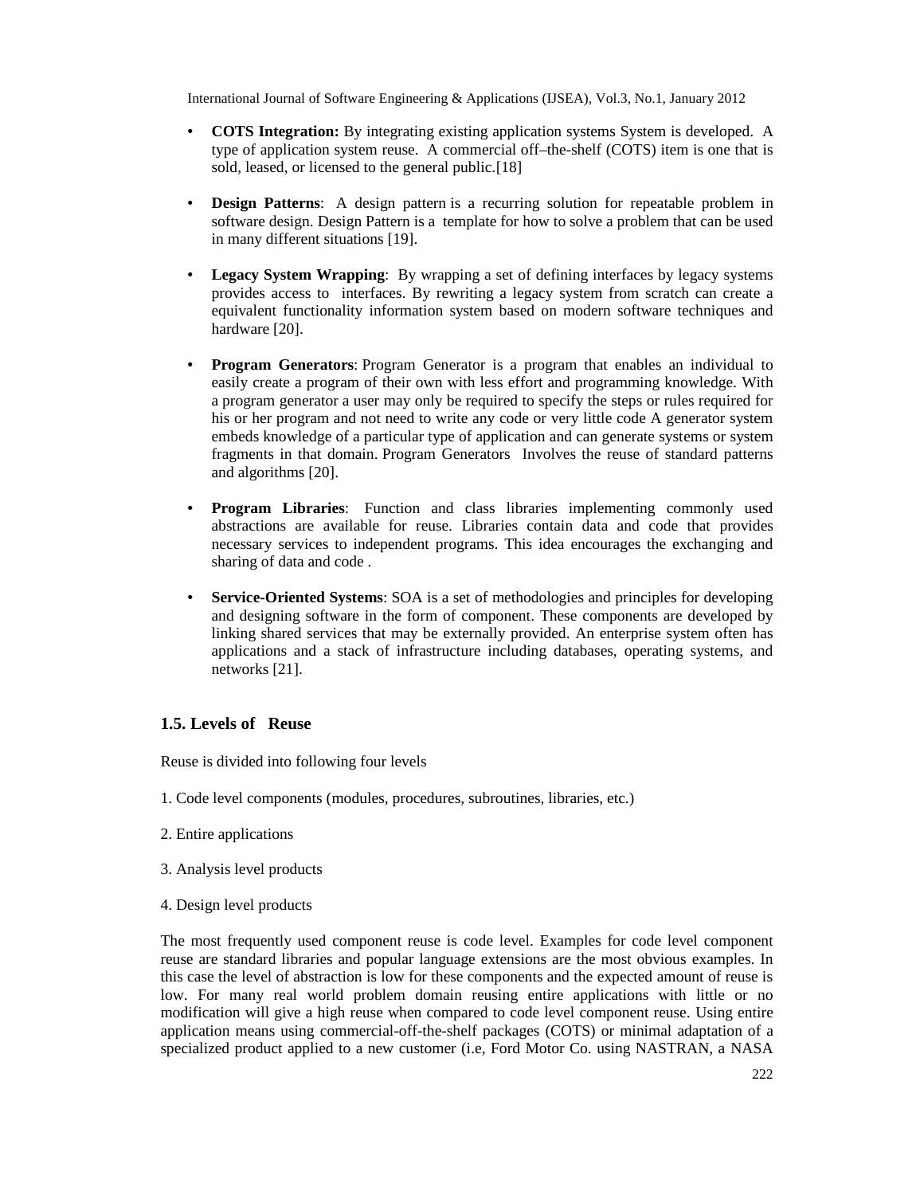- **COTS Integration:** By integrating existing application systems System is developed. A type of application system reuse. A commercial off–the-shelf (COTS) item is one that is sold, leased, or licensed to the general public.[18]

- **Design Patterns**: A design pattern is a recurring solution for repeatable problem in software design. Design Pattern is a template for how to solve a problem that can be used in many different situations [19].

- **Legacy System Wrapping**: By wrapping a set of defining interfaces by legacy systems provides access to interfaces. By rewriting a legacy system from scratch can create a equivalent functionality information system based on modern software techniques and hardware [20].

- **Program Generators**: Program Generator is a program that enables an individual to easily create a program of their own with less effort and programming knowledge. With a program generator a user may only be required to specify the steps or rules required for his or her program and not need to write any code or very little code A generator system embeds knowledge of a particular type of application and can generate systems or system fragments in that domain. Program Generators Involves the reuse of standard patterns and algorithms [20].

- **Program Libraries**: Function and class libraries implementing commonly used abstractions are available for reuse. Libraries contain data and code that provides necessary services to independent programs. This idea encourages the exchanging and sharing of data and code .

- **Service-Oriented Systems**: SOA is a set of methodologies and principles for developing and designing software in the form of component. These components are developed by linking shared services that may be externally provided. An enterprise system often has applications and a stack of infrastructure including databases, operating systems, and networks [21].

### 1.5. Levels of Reuse

Reuse is divided into following four levels

1. Code level components (modules, procedures, subroutines, libraries, etc.)

2. Entire applications

3. Analysis level products

4. Design level products

The most frequently used component reuse is code level. Examples for code level component reuse are standard libraries and popular language extensions are the most obvious examples. In this case the level of abstraction is low for these components and the expected amount of reuse is low. For many real world problem domain reusing entire applications with little or no modification will give a high reuse when compared to code level component reuse. Using entire application means using commercial-off-the-shelf packages (COTS) or minimal adaptation of a specialized product applied to a new customer (i.e, Ford Motor Co. using NASTRAN, a NASA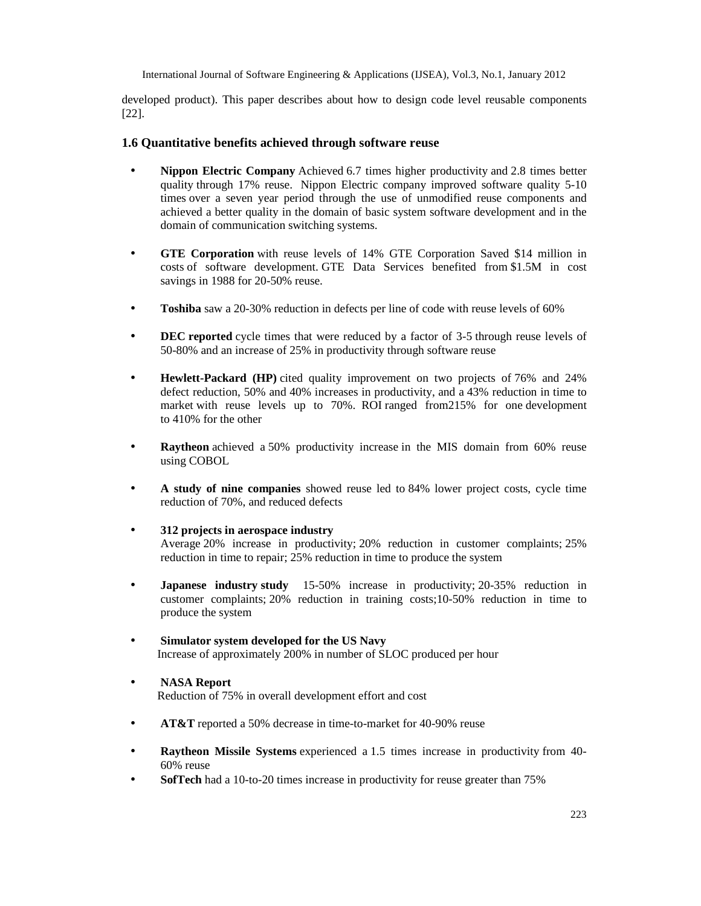developed product). This paper describes about how to design code level reusable components [22].

### 1.6 Quantitative benefits achieved through software reuse

- **Nippon Electric Company** Achieved 6.7 times higher productivity and 2.8 times better quality through 17% reuse. Nippon Electric company improved software quality 5-10 times over a seven year period through the use of unmodified reuse components and achieved a better quality in the domain of basic system software development and in the domain of communication switching systems.

- **GTE Corporation** with reuse levels of 14% GTE Corporation Saved $14 million in costs of software development. GTE Data Services benefited from $1.5M in cost savings in 1988 for 20-50% reuse.

- **Toshiba** saw a 20-30% reduction in defects per line of code with reuse levels of 60%

- **DEC reported** cycle times that were reduced by a factor of 3-5 through reuse levels of 50-80% and an increase of 25% in productivity through software reuse

- **Hewlett-Packard (HP)** cited quality improvement on two projects of 76% and 24% defect reduction, 50% and 40% increases in productivity, and a 43% reduction in time to market with reuse levels up to 70%. ROI ranged from215% for one development to 410% for the other

- **Raytheon** achieved a 50% productivity increase in the MIS domain from 60% reuse using COBOL

- **A study of nine companies** showed reuse led to 84% lower project costs, cycle time reduction of 70%, and reduced defects

- **312 projects in aerospace industry**
  Average 20% increase in productivity; 20% reduction in customer complaints; 25% reduction in time to repair; 25% reduction in time to produce the system

- **Japanese industry study** 15-50% increase in productivity; 20-35% reduction in customer complaints; 20% reduction in training costs;10-50% reduction in time to produce the system

- **Simulator system developed for the US Navy**
  Increase of approximately 200% in number of SLOC produced per hour

- **NASA Report**
  Reduction of 75% in overall development effort and cost

- **AT&T** reported a 50% decrease in time-to-market for 40-90% reuse

- **Raytheon Missile Systems** experienced a 1.5 times increase in productivity from 40-60% reuse
- **SofTech** had a 10-to-20 times increase in productivity for reuse greater than 75%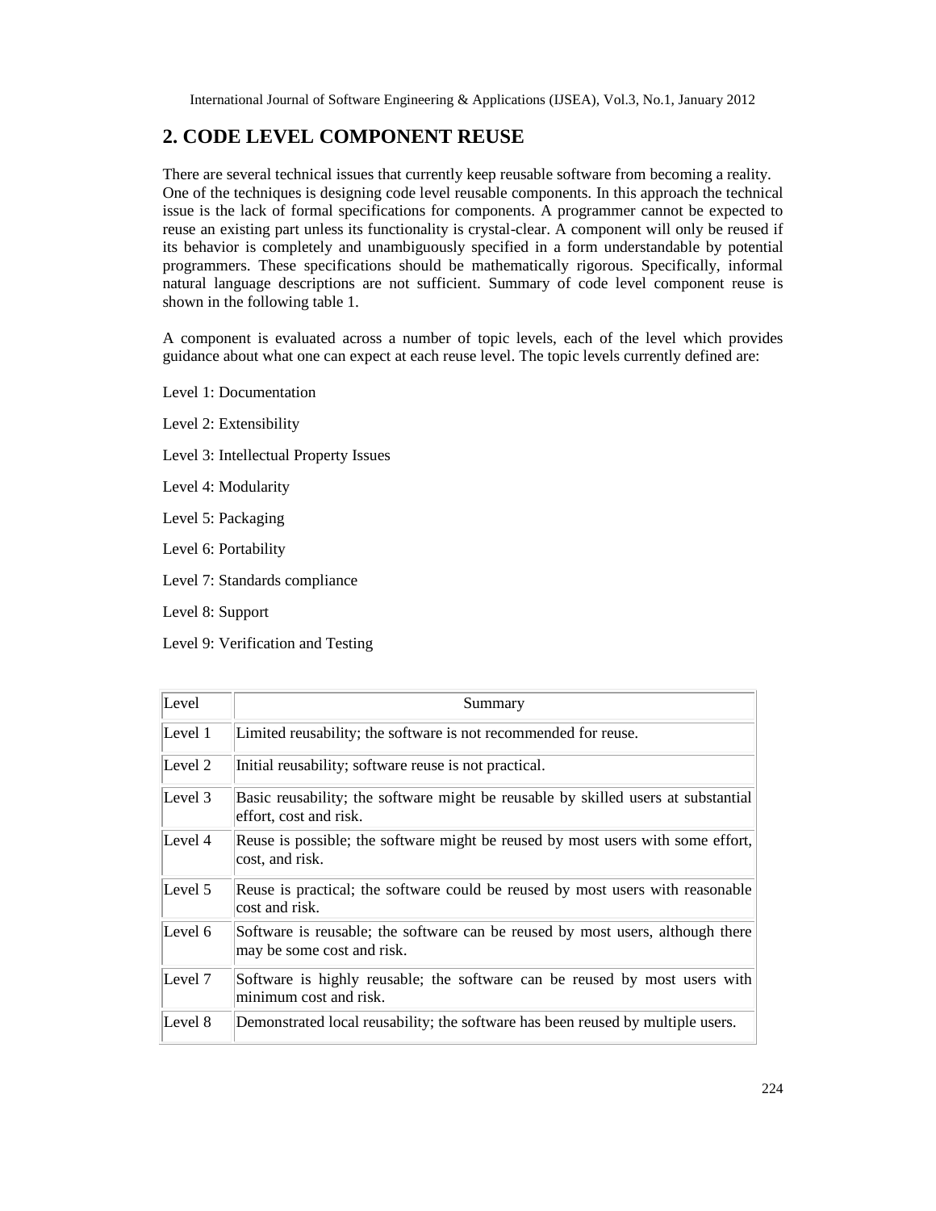## 2. CODE LEVEL COMPONENT REUSE

There are several technical issues that currently keep reusable software from becoming a reality. One of the techniques is designing code level reusable components. In this approach the technical issue is the lack of formal specifications for components. A programmer cannot be expected to reuse an existing part unless its functionality is crystal-clear. A component will only be reused if its behavior is completely and unambiguously specified in a form understandable by potential programmers. These specifications should be mathematically rigorous. Specifically, informal natural language descriptions are not sufficient. Summary of code level component reuse is shown in the following table 1.

A component is evaluated across a number of topic levels, each of the level which provides guidance about what one can expect at each reuse level. The topic levels currently defined are:

Level 1: Documentation

Level 2: Extensibility

Level 3: Intellectual Property Issues

Level 4: Modularity

Level 5: Packaging

Level 6: Portability

Level 7: Standards compliance

Level 8: Support

Level 9: Verification and Testing

| Level | Summary |
|---|---|
| Level 1 | Limited reusability; the software is not recommended for reuse. |
| Level 2 | Initial reusability; software reuse is not practical. |
| Level 3 | Basic reusability; the software might be reusable by skilled users at substantial effort, cost and risk. |
| Level 4 | Reuse is possible; the software might be reused by most users with some effort, cost, and risk. |
| Level 5 | Reuse is practical; the software could be reused by most users with reasonable cost and risk. |
| Level 6 | Software is reusable; the software can be reused by most users, although there may be some cost and risk. |
| Level 7 | Software is highly reusable; the software can be reused by most users with minimum cost and risk. |
| Level 8 | Demonstrated local reusability; the software has been reused by multiple users. |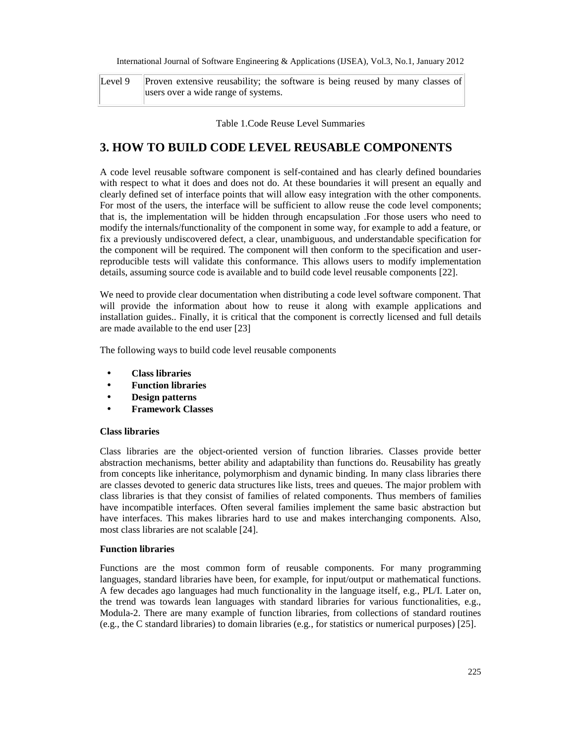| Level 9 | Proven extensive reusability; the software is being reused by many classes of users over a wide range of systems. |
|---|---|

Table 1.Code Reuse Level Summaries

## 3. HOW TO BUILD CODE LEVEL REUSABLE COMPONENTS

A code level reusable software component is self-contained and has clearly defined boundaries with respect to what it does and does not do. At these boundaries it will present an equally and clearly defined set of interface points that will allow easy integration with the other components. For most of the users, the interface will be sufficient to allow reuse the code level components; that is, the implementation will be hidden through encapsulation .For those users who need to modify the internals/functionality of the component in some way, for example to add a feature, or fix a previously undiscovered defect, a clear, unambiguous, and understandable specification for the component will be required. The component will then conform to the specification and user-reproducible tests will validate this conformance. This allows users to modify implementation details, assuming source code is available and to build code level reusable components [22].

We need to provide clear documentation when distributing a code level software component. That will provide the information about how to reuse it along with example applications and installation guides.. Finally, it is critical that the component is correctly licensed and full details are made available to the end user [23]

The following ways to build code level reusable components

- **Class libraries**
- **Function libraries**
- **Design patterns**
- **Framework Classes**

**Class libraries**

Class libraries are the object-oriented version of function libraries. Classes provide better abstraction mechanisms, better ability and adaptability than functions do. Reusability has greatly from concepts like inheritance, polymorphism and dynamic binding. In many class libraries there are classes devoted to generic data structures like lists, trees and queues. The major problem with class libraries is that they consist of families of related components. Thus members of families have incompatible interfaces. Often several families implement the same basic abstraction but have interfaces. This makes libraries hard to use and makes interchanging components. Also, most class libraries are not scalable [24].

**Function libraries**

Functions are the most common form of reusable components. For many programming languages, standard libraries have been, for example, for input/output or mathematical functions. A few decades ago languages had much functionality in the language itself, e.g., PL/I. Later on, the trend was towards lean languages with standard libraries for various functionalities, e.g., Modula-2. There are many example of function libraries, from collections of standard routines (e.g., the C standard libraries) to domain libraries (e.g., for statistics or numerical purposes) [25].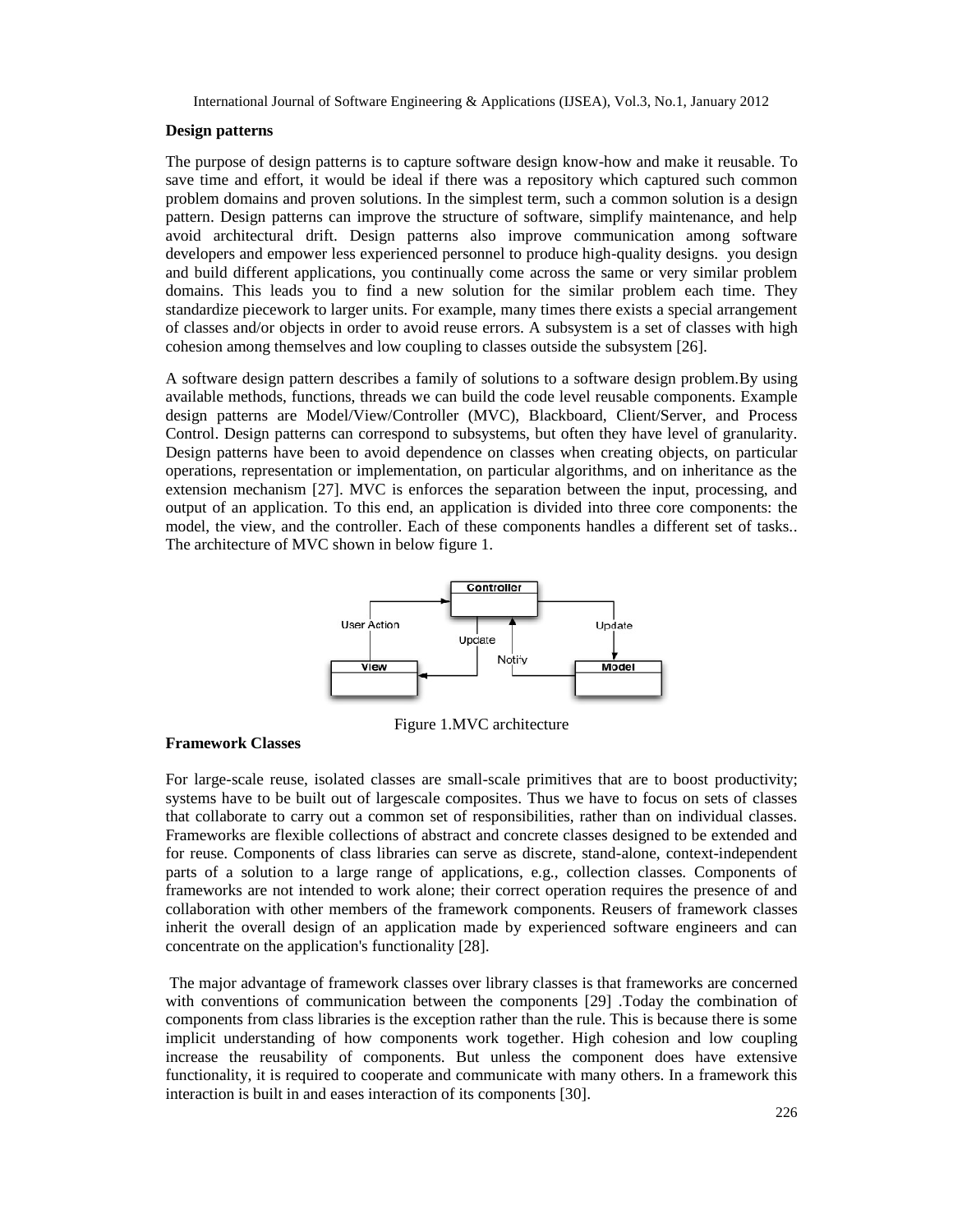**Design patterns**

The purpose of design patterns is to capture software design know-how and make it reusable. To save time and effort, it would be ideal if there was a repository which captured such common problem domains and proven solutions. In the simplest term, such a common solution is a design pattern. Design patterns can improve the structure of software, simplify maintenance, and help avoid architectural drift. Design patterns also improve communication among software developers and empower less experienced personnel to produce high-quality designs. you design and build different applications, you continually come across the same or very similar problem domains. This leads you to find a new solution for the similar problem each time. They standardize piecework to larger units. For example, many times there exists a special arrangement of classes and/or objects in order to avoid reuse errors. A subsystem is a set of classes with high cohesion among themselves and low coupling to classes outside the subsystem [26].

A software design pattern describes a family of solutions to a software design problem.By using available methods, functions, threads we can build the code level reusable components. Example design patterns are Model/View/Controller (MVC), Blackboard, Client/Server, and Process Control. Design patterns can correspond to subsystems, but often they have level of granularity. Design patterns have been to avoid dependence on classes when creating objects, on particular operations, representation or implementation, on particular algorithms, and on inheritance as the extension mechanism [27]. MVC is enforces the separation between the input, processing, and output of an application. To this end, an application is divided into three core components: the model, the view, and the controller. Each of these components handles a different set of tasks.. The architecture of MVC shown in below figure 1.

Figure 1.MVC architecture

**Framework Classes**

For large-scale reuse, isolated classes are small-scale primitives that are to boost productivity; systems have to be built out of largescale composites. Thus we have to focus on sets of classes that collaborate to carry out a common set of responsibilities, rather than on individual classes. Frameworks are flexible collections of abstract and concrete classes designed to be extended and for reuse. Components of class libraries can serve as discrete, stand-alone, context-independent parts of a solution to a large range of applications, e.g., collection classes. Components of frameworks are not intended to work alone; their correct operation requires the presence of and collaboration with other members of the framework components. Reusers of framework classes inherit the overall design of an application made by experienced software engineers and can concentrate on the application's functionality [28].

The major advantage of framework classes over library classes is that frameworks are concerned with conventions of communication between the components [29] .Today the combination of components from class libraries is the exception rather than the rule. This is because there is some implicit understanding of how components work together. High cohesion and low coupling increase the reusability of components. But unless the component does have extensive functionality, it is required to cooperate and communicate with many others. In a framework this interaction is built in and eases interaction of its components [30].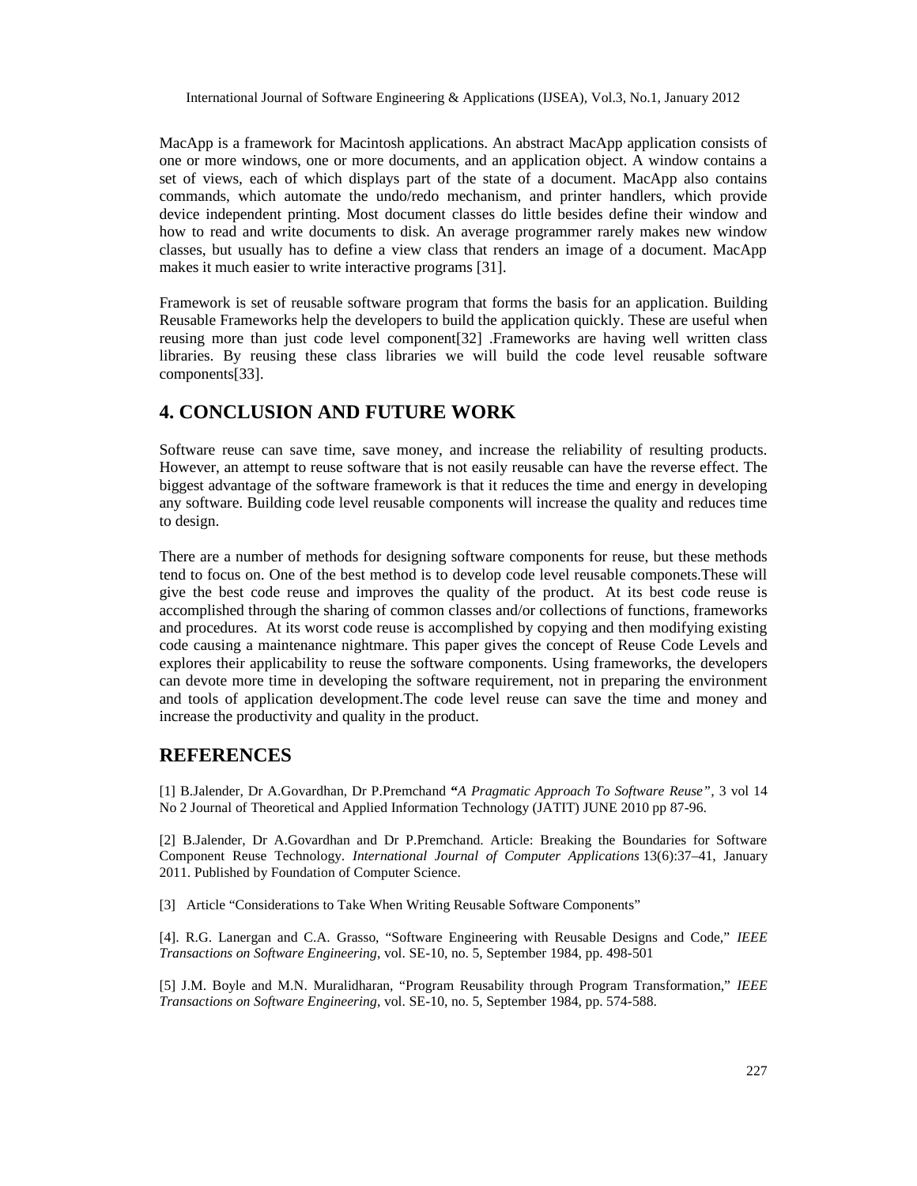MacApp is a framework for Macintosh applications. An abstract MacApp application consists of one or more windows, one or more documents, and an application object. A window contains a set of views, each of which displays part of the state of a document. MacApp also contains commands, which automate the undo/redo mechanism, and printer handlers, which provide device independent printing. Most document classes do little besides define their window and how to read and write documents to disk. An average programmer rarely makes new window classes, but usually has to define a view class that renders an image of a document. MacApp makes it much easier to write interactive programs [31].

Framework is set of reusable software program that forms the basis for an application. Building Reusable Frameworks help the developers to build the application quickly. These are useful when reusing more than just code level component[32] .Frameworks are having well written class libraries. By reusing these class libraries we will build the code level reusable software components[33].

## 4. CONCLUSION AND FUTURE WORK

Software reuse can save time, save money, and increase the reliability of resulting products. However, an attempt to reuse software that is not easily reusable can have the reverse effect. The biggest advantage of the software framework is that it reduces the time and energy in developing any software. Building code level reusable components will increase the quality and reduces time to design.

There are a number of methods for designing software components for reuse, but these methods tend to focus on. One of the best method is to develop code level reusable componets.These will give the best code reuse and improves the quality of the product. At its best code reuse is accomplished through the sharing of common classes and/or collections of functions, frameworks and procedures. At its worst code reuse is accomplished by copying and then modifying existing code causing a maintenance nightmare. This paper gives the concept of Reuse Code Levels and explores their applicability to reuse the software components. Using frameworks, the developers can devote more time in developing the software requirement, not in preparing the environment and tools of application development.The code level reuse can save the time and money and increase the productivity and quality in the product.

## REFERENCES

[1] B.Jalender, Dr A.Govardhan, Dr P.Premchand **"***A Pragmatic Approach To Software Reuse"*, 3 vol 14 No 2 Journal of Theoretical and Applied Information Technology (JATIT) JUNE 2010 pp 87-96.

[2] B.Jalender, Dr A.Govardhan and Dr P.Premchand. Article: Breaking the Boundaries for Software Component Reuse Technology. *International Journal of Computer Applications* 13(6):37–41, January 2011. Published by Foundation of Computer Science.

[3] Article "Considerations to Take When Writing Reusable Software Components"

[4]. R.G. Lanergan and C.A. Grasso, "Software Engineering with Reusable Designs and Code," *IEEE Transactions on Software Engineering*, vol. SE-10, no. 5, September 1984, pp. 498-501

[5] J.M. Boyle and M.N. Muralidharan, "Program Reusability through Program Transformation," *IEEE Transactions on Software Engineering*, vol. SE-10, no. 5, September 1984, pp. 574-588.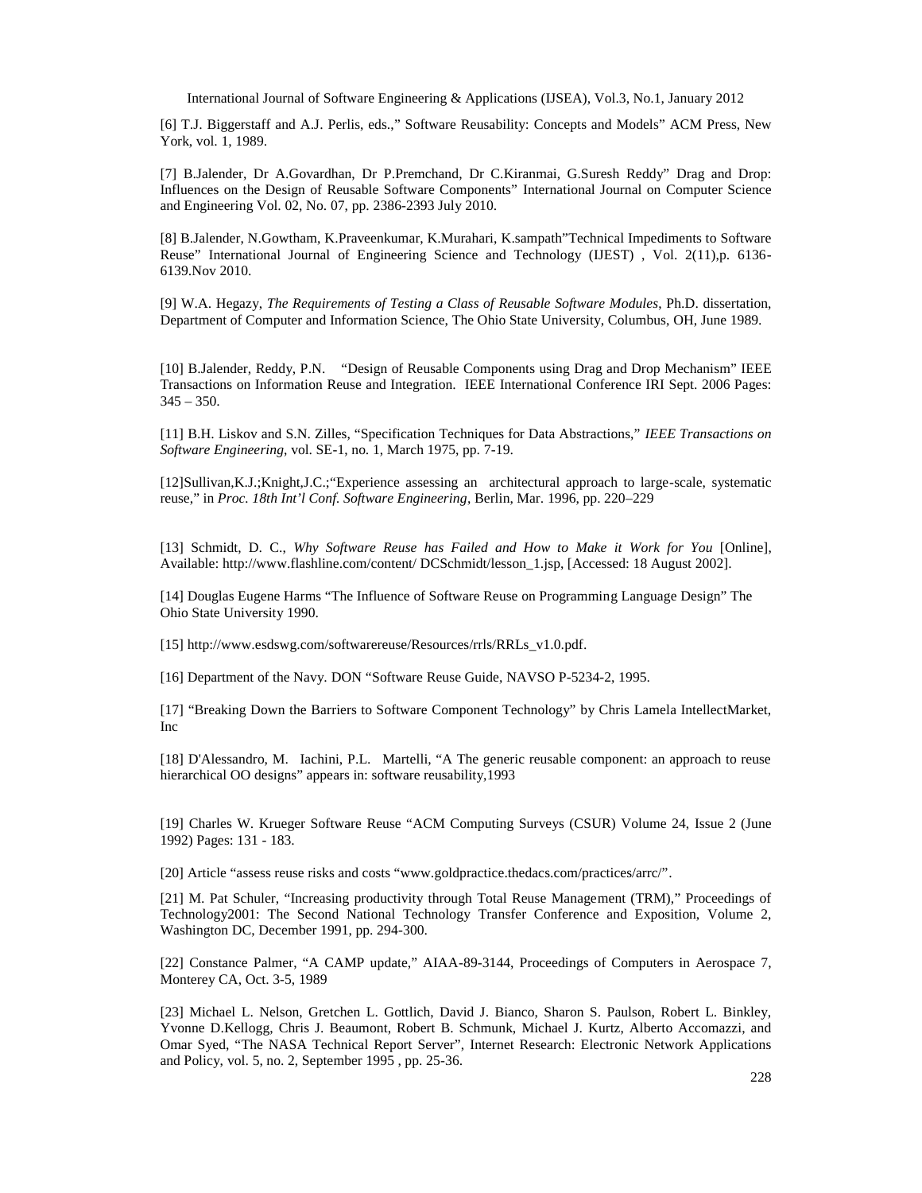[6] T.J. Biggerstaff and A.J. Perlis, eds.," Software Reusability: Concepts and Models" ACM Press, New York, vol. 1, 1989.

[7] B.Jalender, Dr A.Govardhan, Dr P.Premchand, Dr C.Kiranmai, G.Suresh Reddy" Drag and Drop: Influences on the Design of Reusable Software Components" International Journal on Computer Science and Engineering Vol. 02, No. 07, pp. 2386-2393 July 2010.

[8] B.Jalender, N.Gowtham, K.Praveenkumar, K.Murahari, K.sampath"Technical Impediments to Software Reuse" International Journal of Engineering Science and Technology (IJEST) , Vol. 2(11),p. 6136-6139.Nov 2010.

[9] W.A. Hegazy, *The Requirements of Testing a Class of Reusable Software Modules*, Ph.D. dissertation, Department of Computer and Information Science, The Ohio State University, Columbus, OH, June 1989.

[10] B.Jalender, Reddy, P.N. "Design of Reusable Components using Drag and Drop Mechanism" IEEE Transactions on Information Reuse and Integration. IEEE International Conference IRI Sept. 2006 Pages: 345 – 350.

[11] B.H. Liskov and S.N. Zilles, "Specification Techniques for Data Abstractions," *IEEE Transactions on Software Engineering*, vol. SE-1, no. 1, March 1975, pp. 7-19.

[12]Sullivan,K.J.;Knight,J.C.;"Experience assessing an architectural approach to large-scale, systematic reuse," in *Proc. 18th Int'l Conf. Software Engineering*, Berlin, Mar. 1996, pp. 220–229

[13] Schmidt, D. C., *Why Software Reuse has Failed and How to Make it Work for You* [Online], Available: http://www.flashline.com/content/ DCSchmidt/lesson_1.jsp, [Accessed: 18 August 2002].

[14] Douglas Eugene Harms "The Influence of Software Reuse on Programming Language Design" The Ohio State University 1990.

[15] http://www.esdswg.com/softwarereuse/Resources/rrls/RRLs_v1.0.pdf.

[16] Department of the Navy. DON "Software Reuse Guide, NAVSO P-5234-2, 1995.

[17] "Breaking Down the Barriers to Software Component Technology" by Chris Lamela IntellectMarket, Inc

[18] D'Alessandro, M. Iachini, P.L. Martelli, "A The generic reusable component: an approach to reuse hierarchical OO designs" appears in: software reusability,1993

[19] Charles W. Krueger Software Reuse "ACM Computing Surveys (CSUR) Volume 24, Issue 2 (June 1992) Pages: 131 - 183.

[20] Article "assess reuse risks and costs "www.goldpractice.thedacs.com/practices/arrc/".

[21] M. Pat Schuler, "Increasing productivity through Total Reuse Management (TRM)," Proceedings of Technology2001: The Second National Technology Transfer Conference and Exposition, Volume 2, Washington DC, December 1991, pp. 294-300.

[22] Constance Palmer, "A CAMP update," AIAA-89-3144, Proceedings of Computers in Aerospace 7, Monterey CA, Oct. 3-5, 1989

[23] Michael L. Nelson, Gretchen L. Gottlich, David J. Bianco, Sharon S. Paulson, Robert L. Binkley, Yvonne D.Kellogg, Chris J. Beaumont, Robert B. Schmunk, Michael J. Kurtz, Alberto Accomazzi, and Omar Syed, "The NASA Technical Report Server", Internet Research: Electronic Network Applications and Policy, vol. 5, no. 2, September 1995 , pp. 25-36.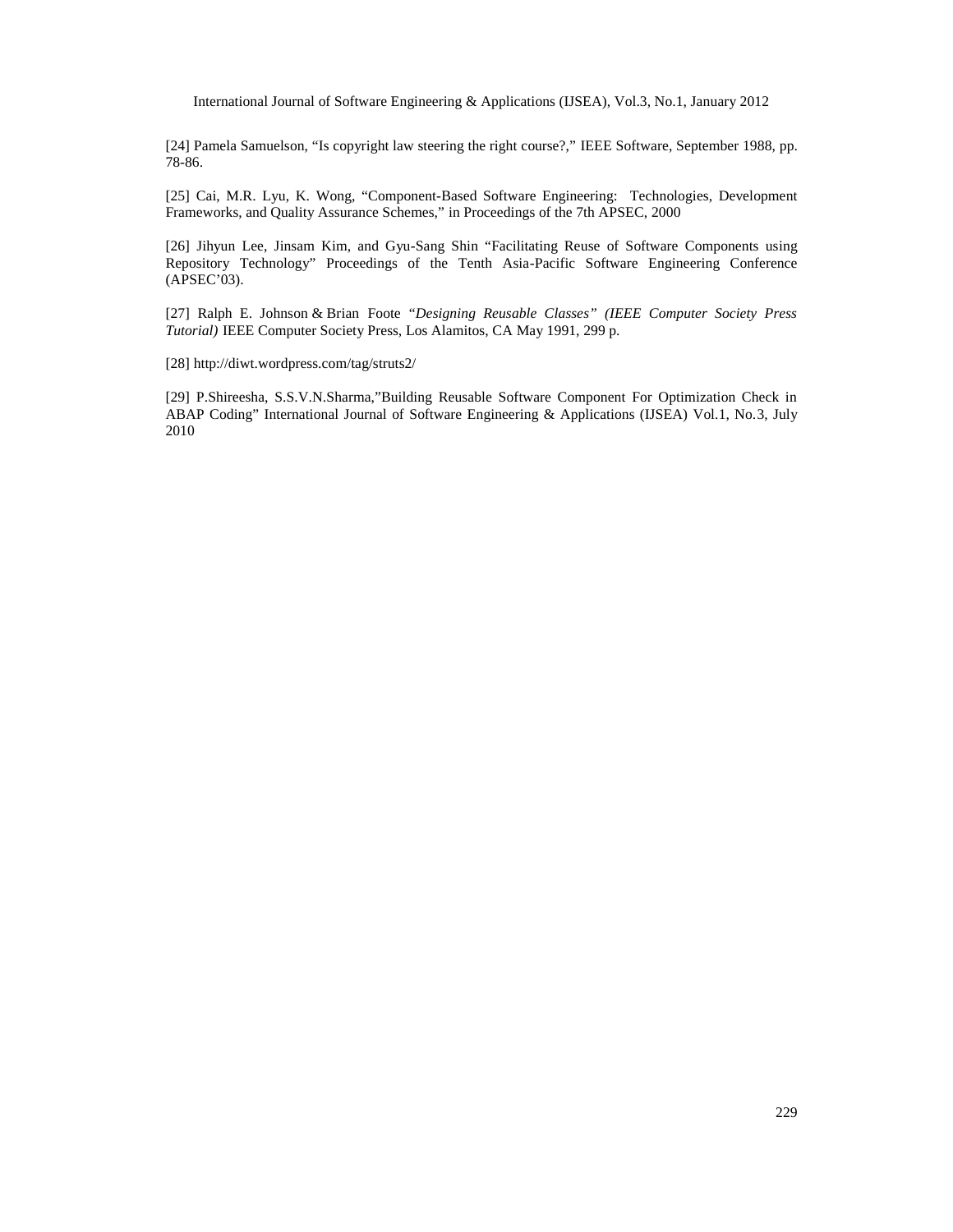[24] Pamela Samuelson, “Is copyright law steering the right course?,” IEEE Software, September 1988, pp. 78-86.

[25] Cai, M.R. Lyu, K. Wong, “Component-Based Software Engineering: Technologies, Development Frameworks, and Quality Assurance Schemes,” in Proceedings of the 7th APSEC, 2000

[26] Jihyun Lee, Jinsam Kim, and Gyu-Sang Shin “Facilitating Reuse of Software Components using Repository Technology” Proceedings of the Tenth Asia-Pacific Software Engineering Conference (APSEC’03).

[27] Ralph E. Johnson & Brian Foote *“Designing Reusable Classes” (IEEE Computer Society Press Tutorial)* IEEE Computer Society Press, Los Alamitos, CA May 1991, 299 p.

[28] http://diwt.wordpress.com/tag/struts2/

[29] P.Shireesha, S.S.V.N.Sharma,”Building Reusable Software Component For Optimization Check in ABAP Coding” International Journal of Software Engineering & Applications (IJSEA) Vol.1, No.3, July 2010